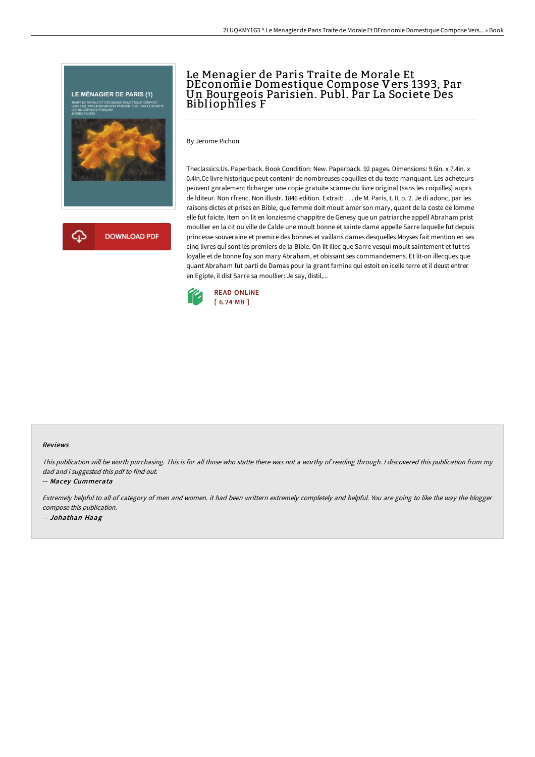# Le Menagier de Paris Traite de Morale Et DEconomie Domestique Compose Vers 1393, Par Un Bourgeois Parisien. Publ. Par La Societe Des Bibliophiles F

By Jerome Pichon

Theclassics.Us. Paperback. Book Condition: New. Paperback. 92 pages. Dimensions: 9.6in. x 7.4in. x 0.4in.Ce livre historique peut contenir de nombreuses coquilles et du texte manquant. Les acheteurs peuvent gnralement tlcharger une copie gratuite scanne du livre original (sans les coquilles) auprs de lditeur. Non rfrenc. Non illustr. 1846 edition. Extrait: . . . de M. Paris, t. II, p. 2. Je di adonc, par les raisons dictes et prises en Bible, que femme doit moult amer son mary, quant de la coste de lomme elle fut faicte. Item on lit en lonziesme chappitre de Genesy que un patriarche appell Abraham prist moullier en la cit ou ville de Calde une moult bonne et sainte dame appelle Sarre laquelle fut depuis princesse souveraine et premire des bonnes et vaillans dames desquelles Moyses fait mention en ses cinq livres qui sont les premiers de la Bible. On lit illec que Sarre vesqui moult saintement et fut trs loyalle et de bonne foy son mary Abraham, et obissant ses commandemens. Et lit-on illecques que quant Abraham fut parti de Damas pour la grant famine qui estoit en icelle terre et il deust entrer en Egipte, il dist Sarre sa moullier: Je say, distil,...

READ ONLINE
[ 6.24 MB ]

## Reviews

*This publication will be worth purchasing. This is for all those who statte there was not a worthy of reading through. I discovered this publication from my dad and i suggested this pdf to find out.*

-- *Macey Cummerata*

*Extremely helpful to all of category of men and women. it had been writtern extremely completely and helpful. You are going to like the way the blogger compose this publication.*

-- *Johathan Haag*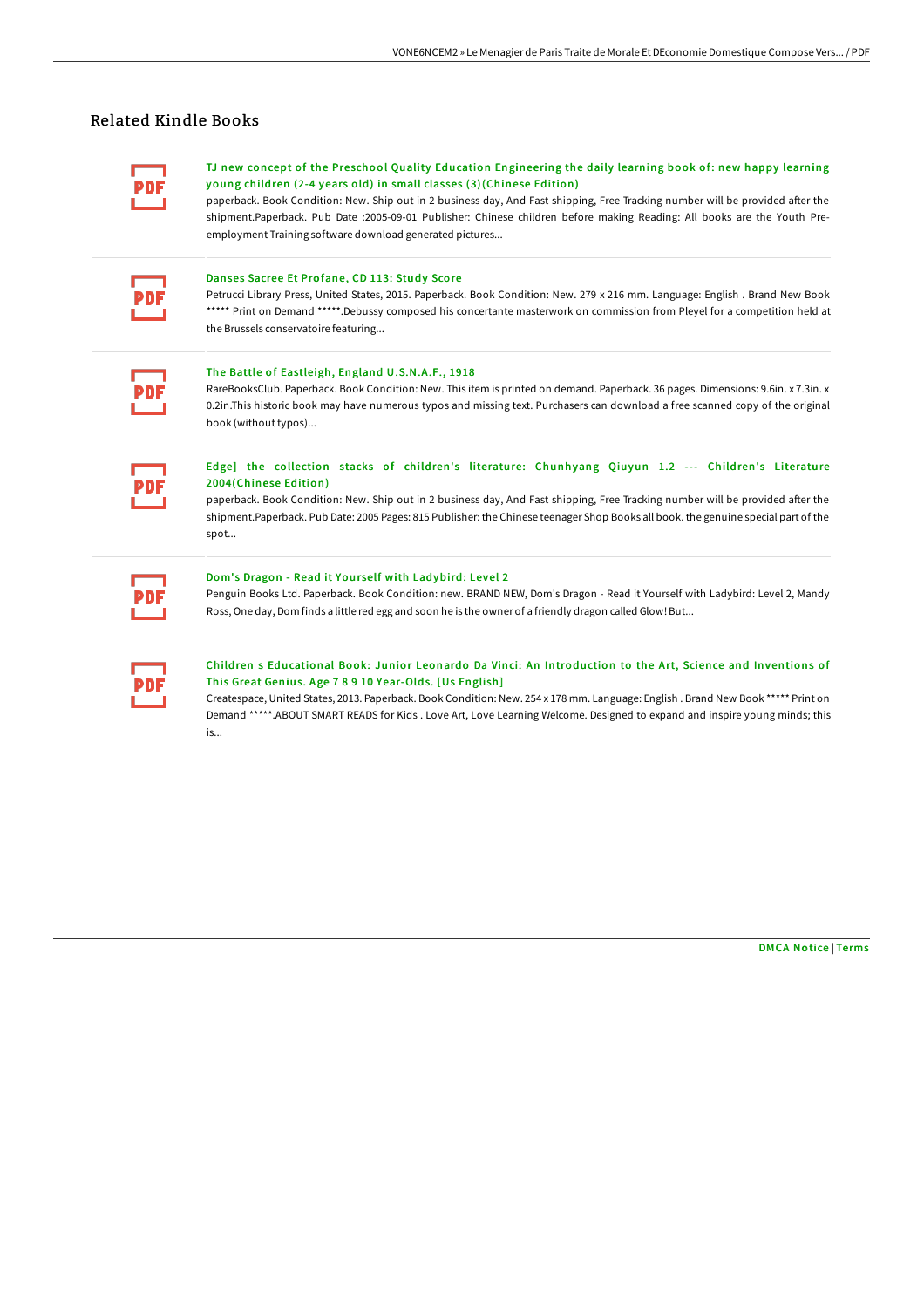## Related Kindle Books

**TJ new concept of the Preschool Quality Education Engineering the daily learning book of: new happy learning young children (2-4 years old) in small classes (3)(Chinese Edition)**

paperback. Book Condition: New. Ship out in 2 business day, And Fast shipping, Free Tracking number will be provided after the shipment.Paperback. Pub Date :2005-09-01 Publisher: Chinese children before making Reading: All books are the Youth Pre-employment Training software download generated pictures...

**Danses Sacree Et Profane, CD 113: Study Score**

Petrucci Library Press, United States, 2015. Paperback. Book Condition: New. 279 x 216 mm. Language: English . Brand New Book ***** Print on Demand *****.Debussy composed his concertante masterwork on commission from Pleyel for a competition held at the Brussels conservatoire featuring...

**The Battle of Eastleigh, England U.S.N.A.F., 1918**

RareBooksClub. Paperback. Book Condition: New. This item is printed on demand. Paperback. 36 pages. Dimensions: 9.6in. x 7.3in. x 0.2in.This historic book may have numerous typos and missing text. Purchasers can download a free scanned copy of the original book (without typos)...

**Edge] the collection stacks of children's literature: Chunhyang Qiuyun 1.2 --- Children's Literature 2004(Chinese Edition)**

paperback. Book Condition: New. Ship out in 2 business day, And Fast shipping, Free Tracking number will be provided after the shipment.Paperback. Pub Date: 2005 Pages: 815 Publisher: the Chinese teenager Shop Books all book. the genuine special part of the spot...

**Dom's Dragon - Read it Yourself with Ladybird: Level 2**

Penguin Books Ltd. Paperback. Book Condition: new. BRAND NEW, Dom's Dragon - Read it Yourself with Ladybird: Level 2, Mandy Ross, One day, Dom finds a little red egg and soon he is the owner of a friendly dragon called Glow! But...

**Children s Educational Book: Junior Leonardo Da Vinci: An Introduction to the Art, Science and Inventions of This Great Genius. Age 7 8 9 10 Year-Olds. [Us English]**

Createspace, United States, 2013. Paperback. Book Condition: New. 254 x 178 mm. Language: English . Brand New Book ***** Print on Demand *****.ABOUT SMART READS for Kids . Love Art, Love Learning Welcome. Designed to expand and inspire young minds; this is...

DMCA Notice | Terms